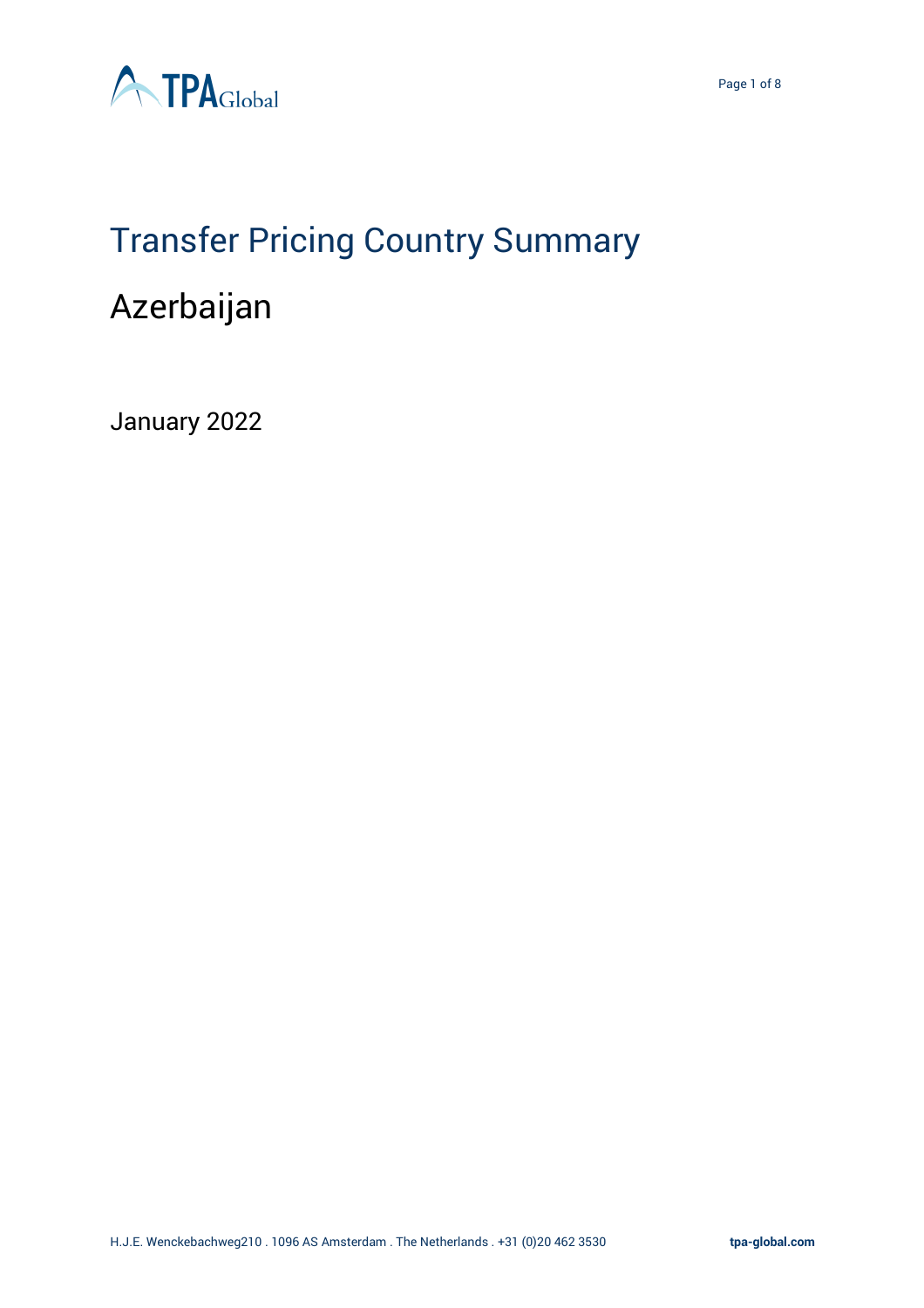# Transfer Pricing Country Summary

## Azerbaijan

January 2022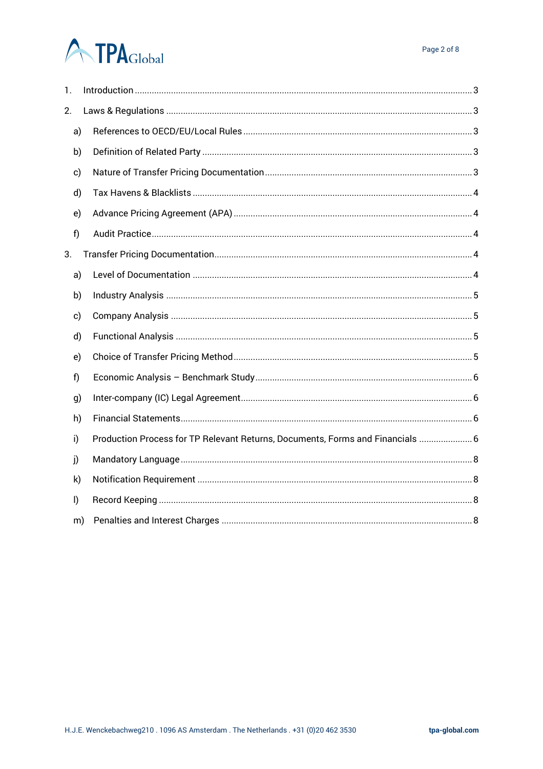1. Introduction ....................................................................................................................................... 3
2. Laws & Regulations .......................................................................................................................... 3
   a) References to OECD/EU/Local Rules ........................................................................................... 3
   b) Definition of Related Party ........................................................................................................... 3
   c) Nature of Transfer Pricing Documentation .................................................................................. 3
   d) Tax Havens & Blacklists ............................................................................................................... 4
   e) Advance Pricing Agreement (APA) ............................................................................................... 4
   f) Audit Practice................................................................................................................................. 4
3. Transfer Pricing Documentation....................................................................................................... 4
   a) Level of Documentation ................................................................................................................ 4
   b) Industry Analysis .......................................................................................................................... 5
   c) Company Analysis ........................................................................................................................ 5
   d) Functional Analysis ...................................................................................................................... 5
   e) Choice of Transfer Pricing Method............................................................................................... 5
   f) Economic Analysis – Benchmark Study ....................................................................................... 6
   g) Inter-company (IC) Legal Agreement............................................................................................. 6
   h) Financial Statements..................................................................................................................... 6
   i) Production Process for TP Relevant Returns, Documents, Forms and Financials ...................... 6
   j) Mandatory Language ..................................................................................................................... 8
   k) Notification Requirement .............................................................................................................. 8
   l) Record Keeping .............................................................................................................................. 8
   m) Penalties and Interest Charges .................................................................................................... 8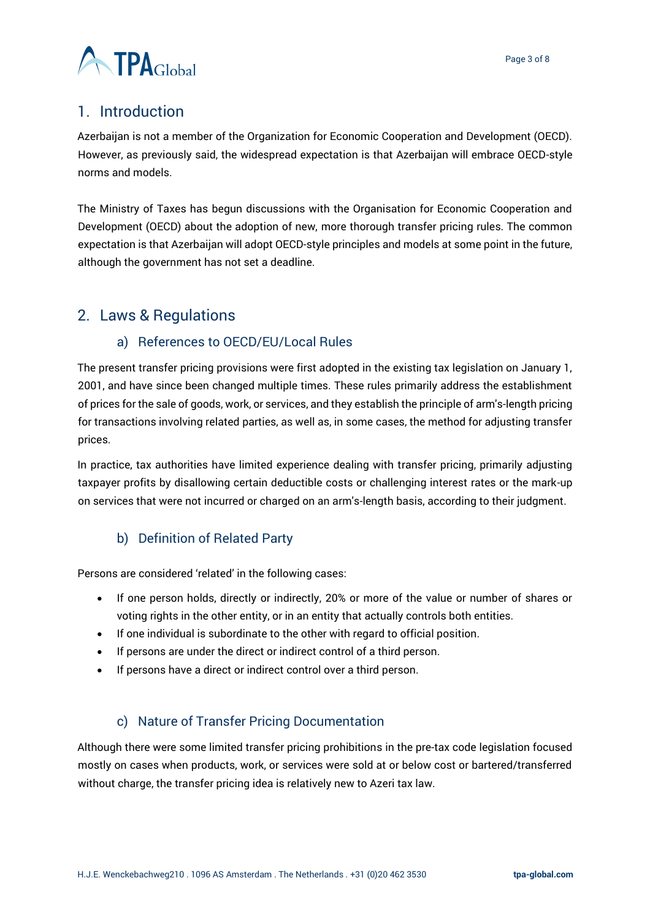## 1. Introduction

Azerbaijan is not a member of the Organization for Economic Cooperation and Development (OECD). However, as previously said, the widespread expectation is that Azerbaijan will embrace OECD-style norms and models.

The Ministry of Taxes has begun discussions with the Organisation for Economic Cooperation and Development (OECD) about the adoption of new, more thorough transfer pricing rules. The common expectation is that Azerbaijan will adopt OECD-style principles and models at some point in the future, although the government has not set a deadline.

## 2. Laws & Regulations

### a) References to OECD/EU/Local Rules

The present transfer pricing provisions were first adopted in the existing tax legislation on January 1, 2001, and have since been changed multiple times. These rules primarily address the establishment of prices for the sale of goods, work, or services, and they establish the principle of arm's-length pricing for transactions involving related parties, as well as, in some cases, the method for adjusting transfer prices.

In practice, tax authorities have limited experience dealing with transfer pricing, primarily adjusting taxpayer profits by disallowing certain deductible costs or challenging interest rates or the mark-up on services that were not incurred or charged on an arm's-length basis, according to their judgment.

### b) Definition of Related Party

Persons are considered 'related' in the following cases:

- If one person holds, directly or indirectly, 20% or more of the value or number of shares or voting rights in the other entity, or in an entity that actually controls both entities.
- If one individual is subordinate to the other with regard to official position.
- If persons are under the direct or indirect control of a third person.
- If persons have a direct or indirect control over a third person.

### c) Nature of Transfer Pricing Documentation

Although there were some limited transfer pricing prohibitions in the pre-tax code legislation focused mostly on cases when products, work, or services were sold at or below cost or bartered/transferred without charge, the transfer pricing idea is relatively new to Azeri tax law.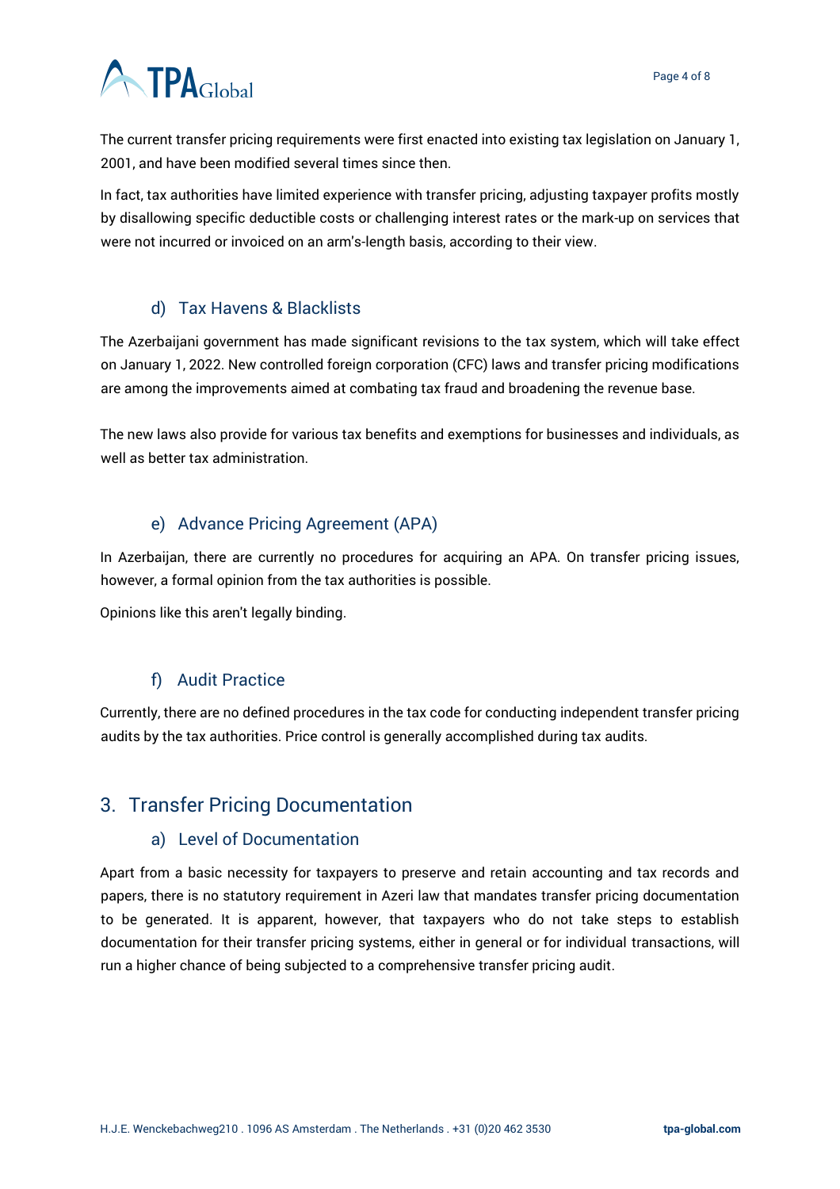The current transfer pricing requirements were first enacted into existing tax legislation on January 1, 2001, and have been modified several times since then.

In fact, tax authorities have limited experience with transfer pricing, adjusting taxpayer profits mostly by disallowing specific deductible costs or challenging interest rates or the mark-up on services that were not incurred or invoiced on an arm's-length basis, according to their view.

### d) Tax Havens & Blacklists

The Azerbaijani government has made significant revisions to the tax system, which will take effect on January 1, 2022. New controlled foreign corporation (CFC) laws and transfer pricing modifications are among the improvements aimed at combating tax fraud and broadening the revenue base.

The new laws also provide for various tax benefits and exemptions for businesses and individuals, as well as better tax administration.

### e) Advance Pricing Agreement (APA)

In Azerbaijan, there are currently no procedures for acquiring an APA. On transfer pricing issues, however, a formal opinion from the tax authorities is possible.

Opinions like this aren't legally binding.

### f) Audit Practice

Currently, there are no defined procedures in the tax code for conducting independent transfer pricing audits by the tax authorities. Price control is generally accomplished during tax audits.

## 3. Transfer Pricing Documentation

### a) Level of Documentation

Apart from a basic necessity for taxpayers to preserve and retain accounting and tax records and papers, there is no statutory requirement in Azeri law that mandates transfer pricing documentation to be generated. It is apparent, however, that taxpayers who do not take steps to establish documentation for their transfer pricing systems, either in general or for individual transactions, will run a higher chance of being subjected to a comprehensive transfer pricing audit.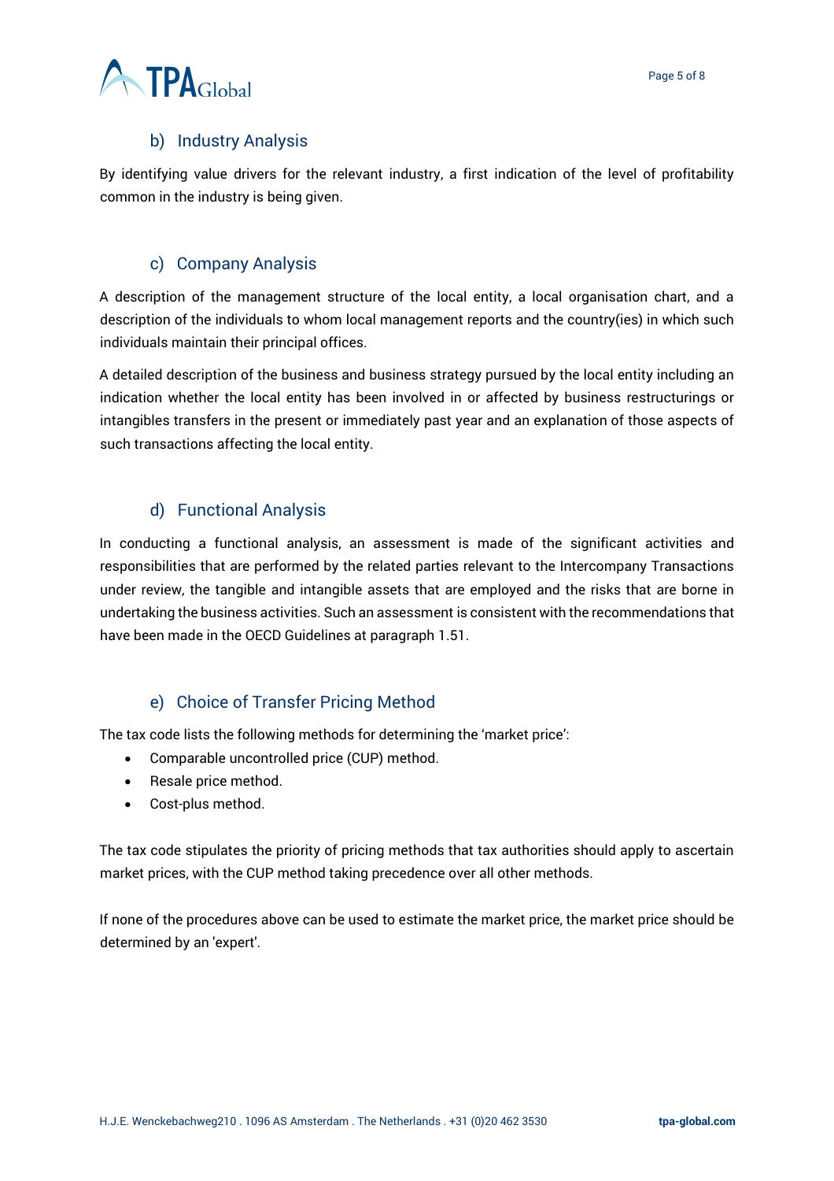### b) Industry Analysis

By identifying value drivers for the relevant industry, a first indication of the level of profitability common in the industry is being given.

### c) Company Analysis

A description of the management structure of the local entity, a local organisation chart, and a description of the individuals to whom local management reports and the country(ies) in which such individuals maintain their principal offices.

A detailed description of the business and business strategy pursued by the local entity including an indication whether the local entity has been involved in or affected by business restructurings or intangibles transfers in the present or immediately past year and an explanation of those aspects of such transactions affecting the local entity.

### d) Functional Analysis

In conducting a functional analysis, an assessment is made of the significant activities and responsibilities that are performed by the related parties relevant to the Intercompany Transactions under review, the tangible and intangible assets that are employed and the risks that are borne in undertaking the business activities. Such an assessment is consistent with the recommendations that have been made in the OECD Guidelines at paragraph 1.51.

### e) Choice of Transfer Pricing Method

The tax code lists the following methods for determining the 'market price':

- Comparable uncontrolled price (CUP) method.
- Resale price method.
- Cost-plus method.

The tax code stipulates the priority of pricing methods that tax authorities should apply to ascertain market prices, with the CUP method taking precedence over all other methods.

If none of the procedures above can be used to estimate the market price, the market price should be determined by an 'expert'.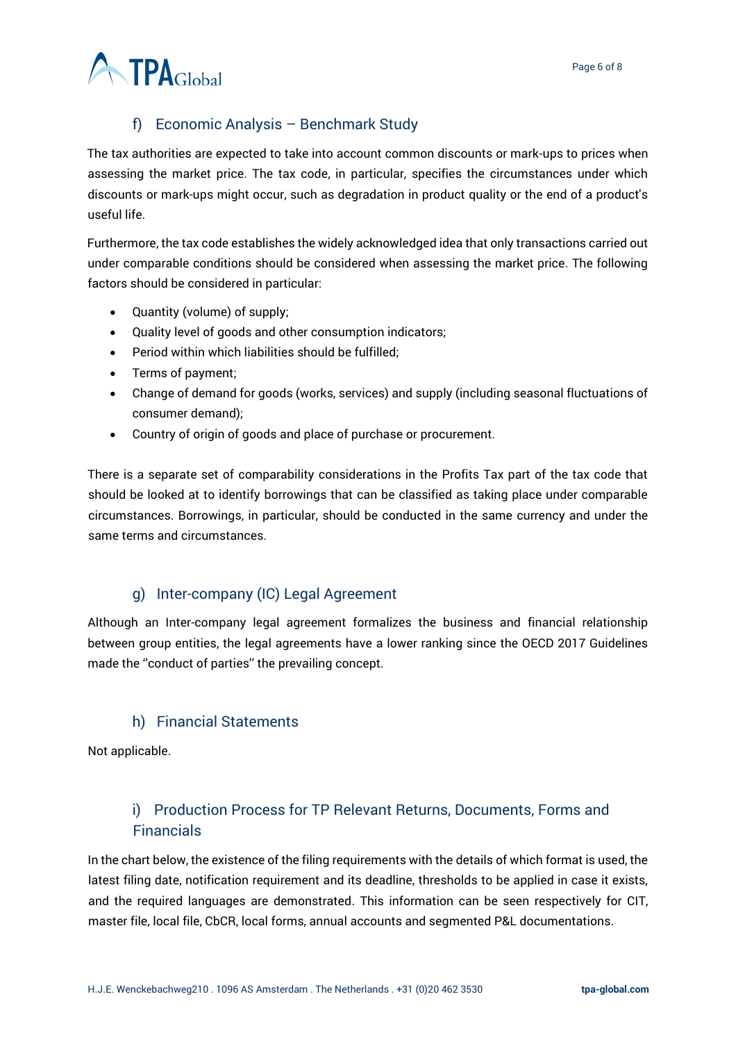### f) Economic Analysis – Benchmark Study

The tax authorities are expected to take into account common discounts or mark-ups to prices when assessing the market price. The tax code, in particular, specifies the circumstances under which discounts or mark-ups might occur, such as degradation in product quality or the end of a product's useful life.

Furthermore, the tax code establishes the widely acknowledged idea that only transactions carried out under comparable conditions should be considered when assessing the market price. The following factors should be considered in particular:

- Quantity (volume) of supply;
- Quality level of goods and other consumption indicators;
- Period within which liabilities should be fulfilled;
- Terms of payment;
- Change of demand for goods (works, services) and supply (including seasonal fluctuations of consumer demand);
- Country of origin of goods and place of purchase or procurement.

There is a separate set of comparability considerations in the Profits Tax part of the tax code that should be looked at to identify borrowings that can be classified as taking place under comparable circumstances. Borrowings, in particular, should be conducted in the same currency and under the same terms and circumstances.

### g) Inter-company (IC) Legal Agreement

Although an Inter-company legal agreement formalizes the business and financial relationship between group entities, the legal agreements have a lower ranking since the OECD 2017 Guidelines made the ''conduct of parties'' the prevailing concept.

### h) Financial Statements

Not applicable.

### i) Production Process for TP Relevant Returns, Documents, Forms and Financials

In the chart below, the existence of the filing requirements with the details of which format is used, the latest filing date, notification requirement and its deadline, thresholds to be applied in case it exists, and the required languages are demonstrated. This information can be seen respectively for CIT, master file, local file, CbCR, local forms, annual accounts and segmented P&L documentations.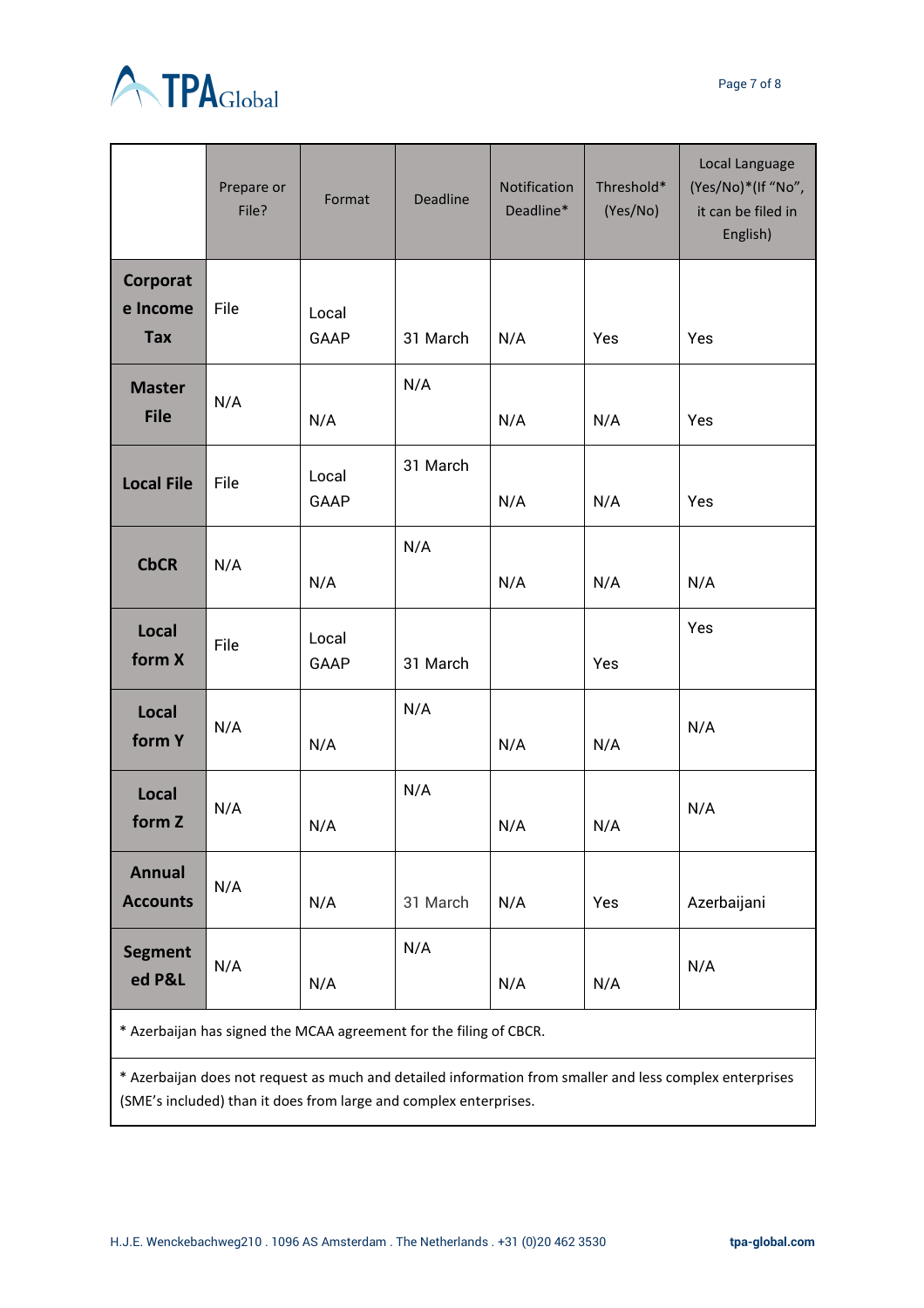|  | Prepare or File? | Format | Deadline | Notification Deadline* | Threshold* (Yes/No) | Local Language (Yes/No)*(If "No", it can be filed in English) |
|---|---|---|---|---|---|---|
| **Corporate Income Tax** | File | Local GAAP | 31 March | N/A | Yes | Yes |
| **Master File** | N/A | N/A | N/A | N/A | N/A | Yes |
| **Local File** | File | Local GAAP | 31 March | N/A | N/A | Yes |
| **CbCR** | N/A | N/A | N/A | N/A | N/A | N/A |
| **Local form X** | File | Local GAAP | 31 March |  | Yes | Yes |
| **Local form Y** | N/A | N/A | N/A | N/A | N/A | N/A |
| **Local form Z** | N/A | N/A | N/A | N/A | N/A | N/A |
| **Annual Accounts** | N/A | N/A | 31 March | N/A | Yes | Azerbaijani |
| **Segmented P&L** | N/A | N/A | N/A | N/A | N/A | N/A |

* Azerbaijan has signed the MCAA agreement for the filing of CBCR.

* Azerbaijan does not request as much and detailed information from smaller and less complex enterprises (SME's included) than it does from large and complex enterprises.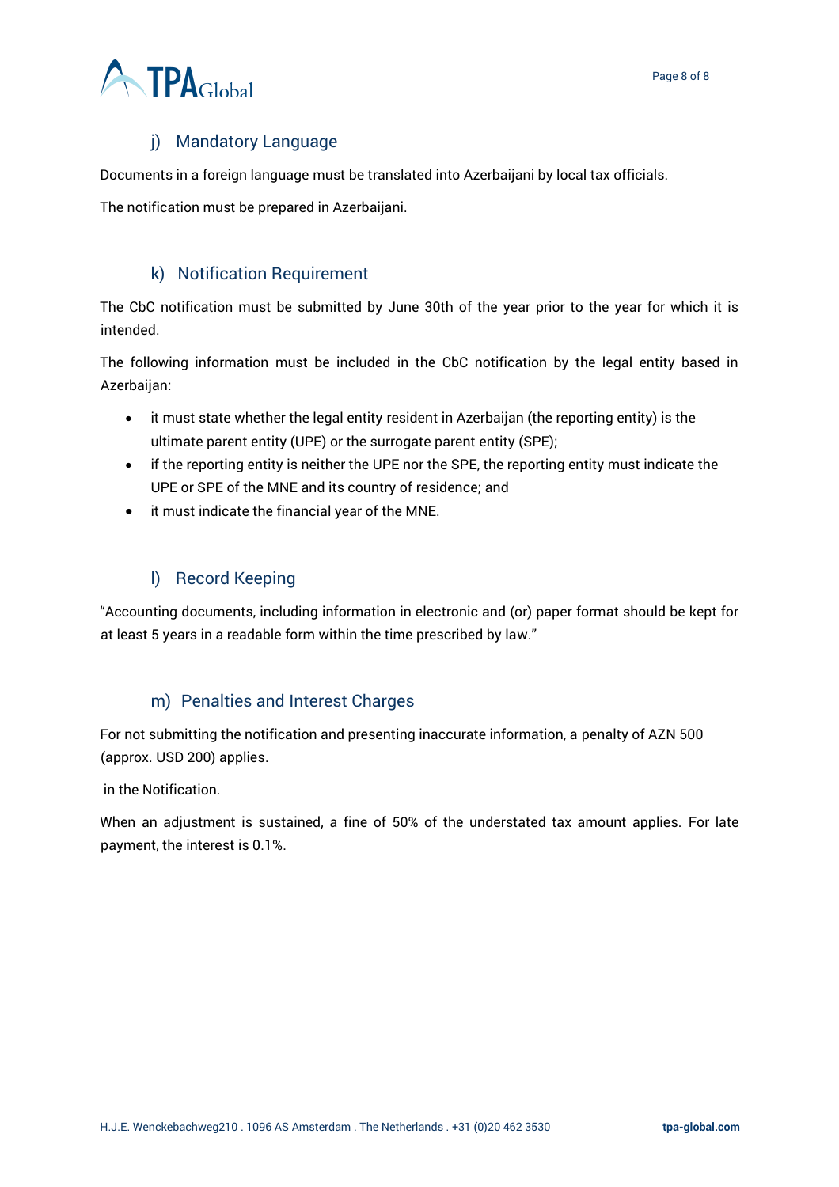### j) Mandatory Language

Documents in a foreign language must be translated into Azerbaijani by local tax officials.

The notification must be prepared in Azerbaijani.

### k) Notification Requirement

The CbC notification must be submitted by June 30th of the year prior to the year for which it is intended.

The following information must be included in the CbC notification by the legal entity based in Azerbaijan:

- it must state whether the legal entity resident in Azerbaijan (the reporting entity) is the ultimate parent entity (UPE) or the surrogate parent entity (SPE);
- if the reporting entity is neither the UPE nor the SPE, the reporting entity must indicate the UPE or SPE of the MNE and its country of residence; and
- it must indicate the financial year of the MNE.

### l) Record Keeping

"Accounting documents, including information in electronic and (or) paper format should be kept for at least 5 years in a readable form within the time prescribed by law."

### m) Penalties and Interest Charges

For not submitting the notification and presenting inaccurate information, a penalty of AZN 500 (approx. USD 200) applies.

in the Notification.

When an adjustment is sustained, a fine of 50% of the understated tax amount applies. For late payment, the interest is 0.1%.